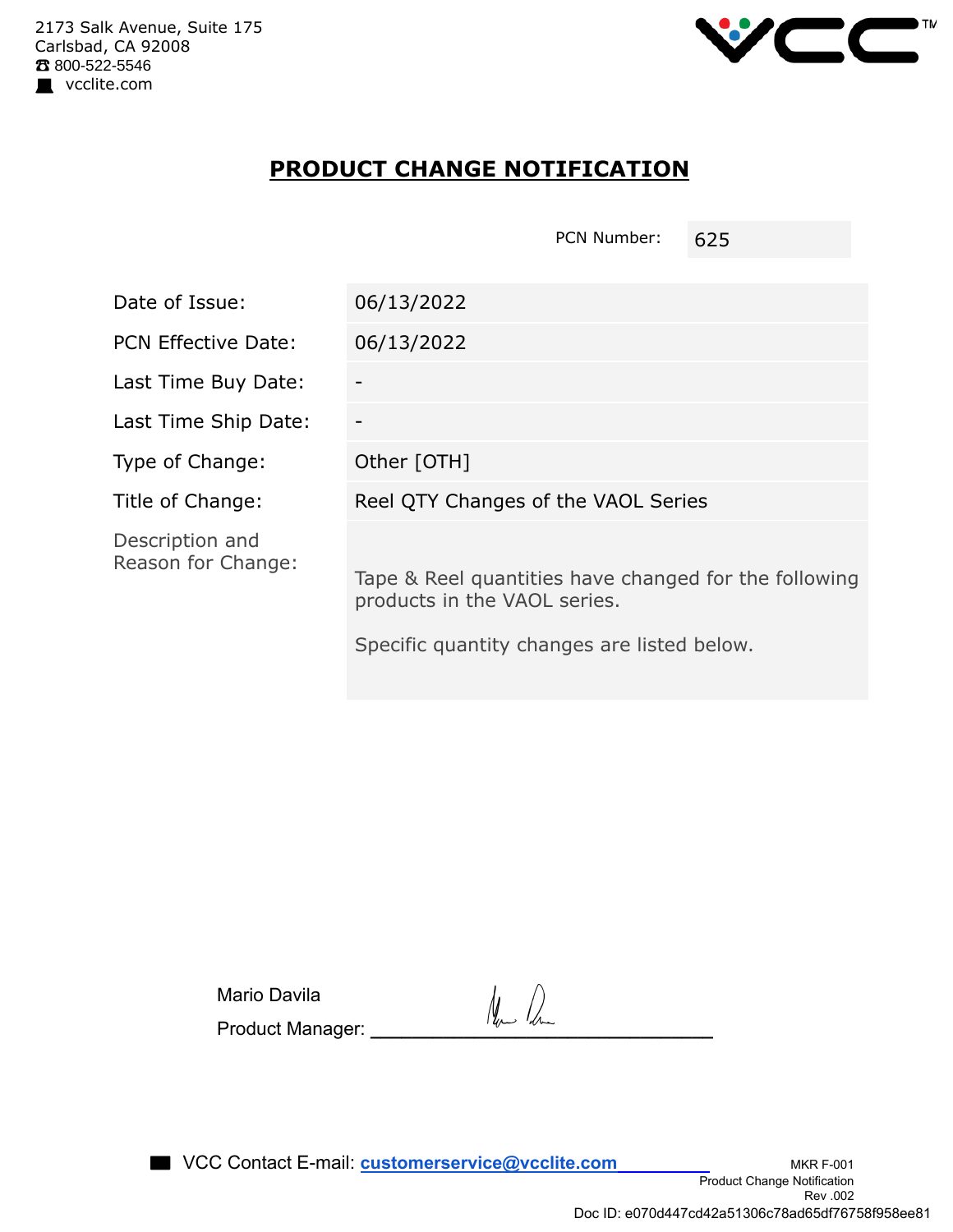2173 Salk Avenue, Suite 175
Carlsbad, CA 92008
☎ 800-522-5546
vcclite.com

# PRODUCT CHANGE NOTIFICATION

| PCN Number: | 625 |
|---|---|

| | |
|---|---|
| Date of Issue: | 06/13/2022 |
| PCN Effective Date: | 06/13/2022 |
| Last Time Buy Date: | - |
| Last Time Ship Date: | - |
| Type of Change: | Other [OTH] |
| Title of Change: | Reel QTY Changes of the VAOL Series |
| Description and Reason for Change: | Tape & Reel quantities have changed for the following products in the VAOL series. Specific quantity changes are listed below. |

Mario Davila

Product Manager: ______________________________

VCC Contact E-mail: **customerservice@vcclite.com**

MKR F-001
Product Change Notification
Rev .002

Doc ID: e070d447cd42a51306c78ad65df76758f958ee81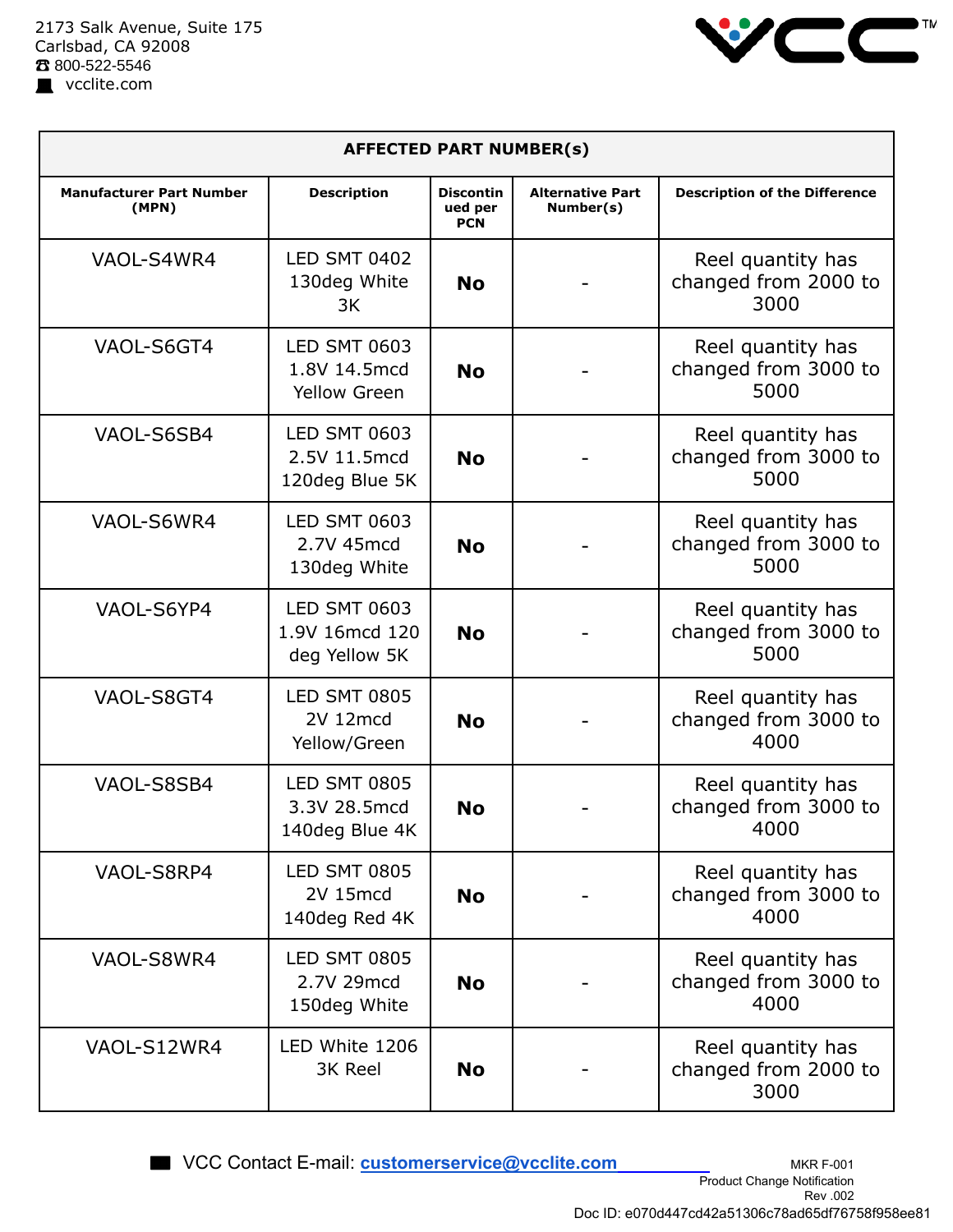2173 Salk Avenue, Suite 175
Carlsbad, CA 92008
☎ 800-522-5546
vcclite.com

| AFFECTED PART NUMBER(s) | | | | |
|---|---|---|---|---|
| **Manufacturer Part Number (MPN)** | **Description** | **Discontinued per PCN** | **Alternative Part Number(s)** | **Description of the Difference** |
| VAOL-S4WR4 | LED SMT 0402 130deg White 3K | **No** | - | Reel quantity has changed from 2000 to 3000 |
| VAOL-S6GT4 | LED SMT 0603 1.8V 14.5mcd Yellow Green | **No** | - | Reel quantity has changed from 3000 to 5000 |
| VAOL-S6SB4 | LED SMT 0603 2.5V 11.5mcd 120deg Blue 5K | **No** | - | Reel quantity has changed from 3000 to 5000 |
| VAOL-S6WR4 | LED SMT 0603 2.7V 45mcd 130deg White | **No** | - | Reel quantity has changed from 3000 to 5000 |
| VAOL-S6YP4 | LED SMT 0603 1.9V 16mcd 120 deg Yellow 5K | **No** | - | Reel quantity has changed from 3000 to 5000 |
| VAOL-S8GT4 | LED SMT 0805 2V 12mcd Yellow/Green | **No** | - | Reel quantity has changed from 3000 to 4000 |
| VAOL-S8SB4 | LED SMT 0805 3.3V 28.5mcd 140deg Blue 4K | **No** | - | Reel quantity has changed from 3000 to 4000 |
| VAOL-S8RP4 | LED SMT 0805 2V 15mcd 140deg Red 4K | **No** | - | Reel quantity has changed from 3000 to 4000 |
| VAOL-S8WR4 | LED SMT 0805 2.7V 29mcd 150deg White | **No** | - | Reel quantity has changed from 3000 to 4000 |
| VAOL-S12WR4 | LED White 1206 3K Reel | **No** | - | Reel quantity has changed from 2000 to 3000 |

VCC Contact E-mail: customerservice@vcclite.com

MKR F-001
Product Change Notification
Rev .002
Doc ID: e070d447cd42a51306c78ad65df76758f958ee81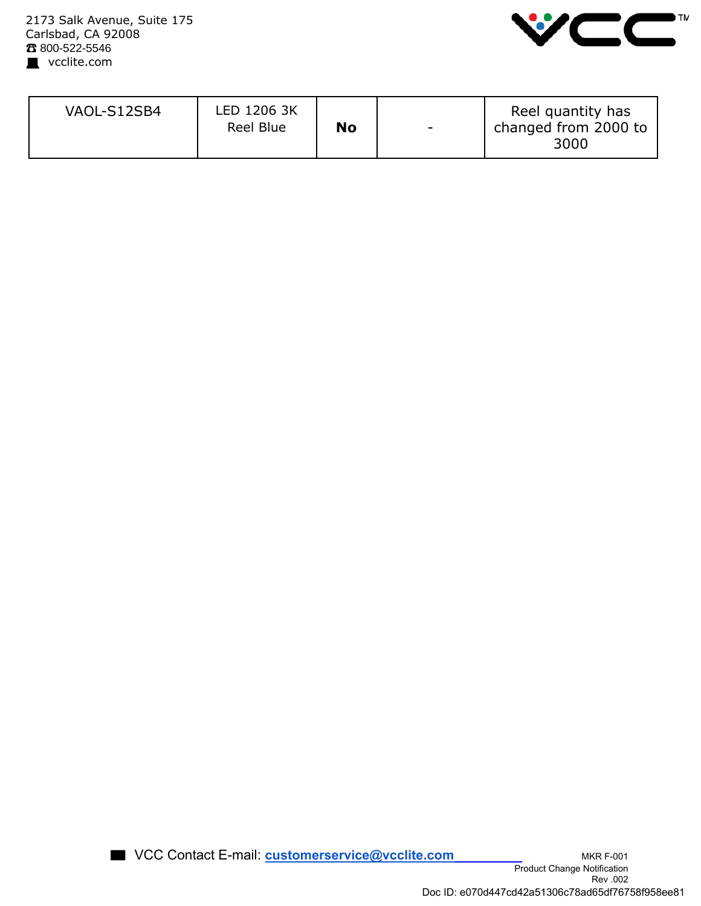| | | | | |
|---|---|---|---|---|
| VAOL-S12SB4 | LED 1206 3K Reel Blue | **No** | - | Reel quantity has changed from 2000 to 3000 |